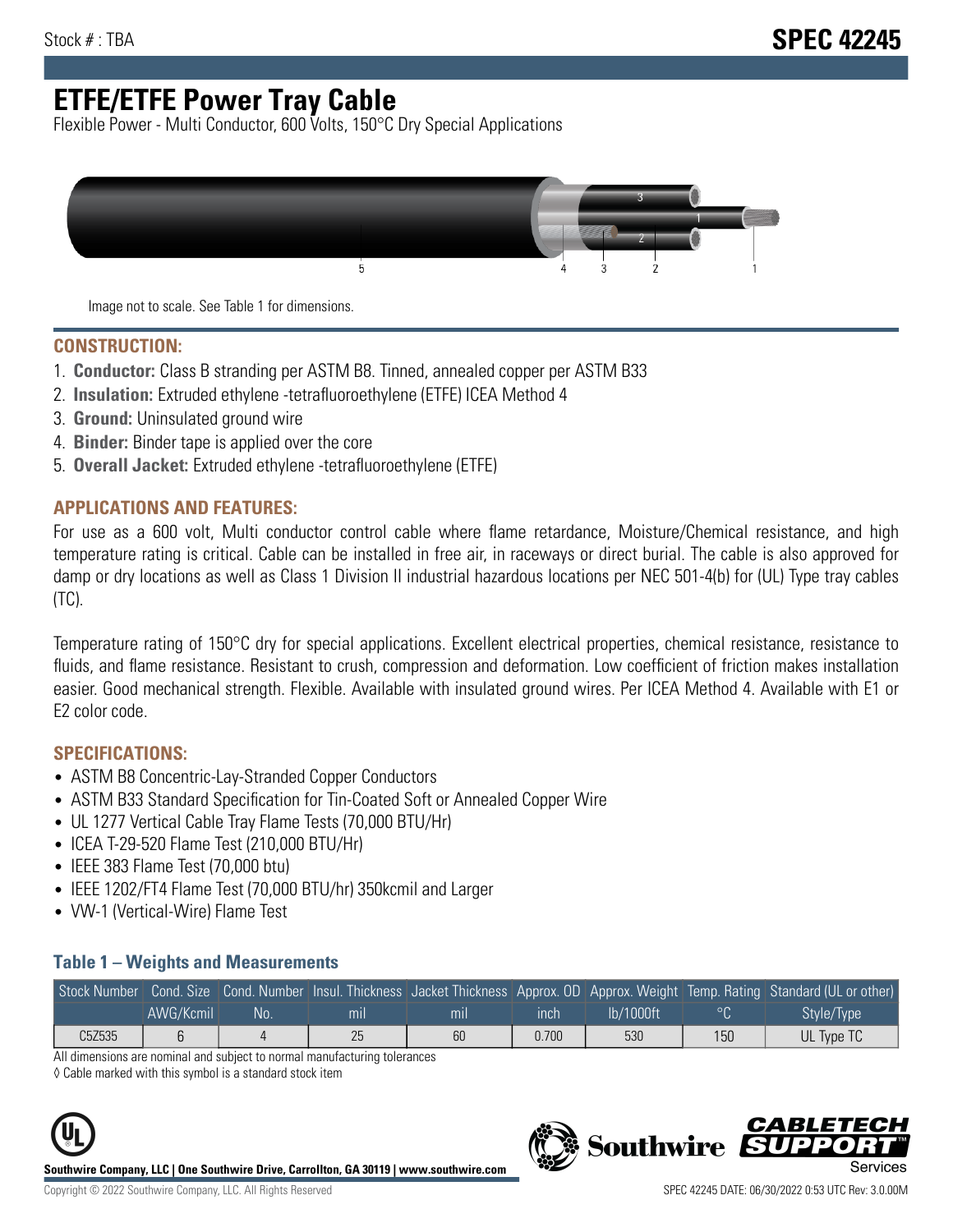Stock # : TBA

# SPEC 42245

# ETFE/ETFE Power Tray Cable

Flexible Power - Multi Conductor, 600 Volts, 150°C Dry Special Applications

Image not to scale. See Table 1 for dimensions.

## CONSTRUCTION:

1. **Conductor:** Class B stranding per ASTM B8. Tinned, annealed copper per ASTM B33
2. **Insulation:** Extruded ethylene -tetrafluoroethylene (ETFE) ICEA Method 4
3. **Ground:** Uninsulated ground wire
4. **Binder:** Binder tape is applied over the core
5. **Overall Jacket:** Extruded ethylene -tetrafluoroethylene (ETFE)

## APPLICATIONS AND FEATURES:

For use as a 600 volt, Multi conductor control cable where flame retardance, Moisture/Chemical resistance, and high temperature rating is critical. Cable can be installed in free air, in raceways or direct burial. The cable is also approved for damp or dry locations as well as Class 1 Division II industrial hazardous locations per NEC 501-4(b) for (UL) Type tray cables (TC).

Temperature rating of 150°C dry for special applications. Excellent electrical properties, chemical resistance, resistance to fluids, and flame resistance. Resistant to crush, compression and deformation. Low coefficient of friction makes installation easier. Good mechanical strength. Flexible. Available with insulated ground wires. Per ICEA Method 4. Available with E1 or E2 color code.

## SPECIFICATIONS:

- ASTM B8 Concentric-Lay-Stranded Copper Conductors
- ASTM B33 Standard Specification for Tin-Coated Soft or Annealed Copper Wire
- UL 1277 Vertical Cable Tray Flame Tests (70,000 BTU/Hr)
- ICEA T-29-520 Flame Test (210,000 BTU/Hr)
- IEEE 383 Flame Test (70,000 btu)
- IEEE 1202/FT4 Flame Test (70,000 BTU/hr) 350kcmil and Larger
- VW-1 (Vertical-Wire) Flame Test

### Table 1 – Weights and Measurements

| Stock Number | Cond. Size | Cond. Number | Insul. Thickness | Jacket Thickness | Approx. OD | Approx. Weight | Temp. Rating | Standard (UL or other) |
|---|---|---|---|---|---|---|---|---|
| | AWG/Kcmil | No. | mil | mil | inch | lb/1000ft | °C | Style/Type |
| C5Z535 | 6 | 4 | 25 | 60 | 0.700 | 530 | 150 | UL Type TC |

All dimensions are nominal and subject to normal manufacturing tolerances

◊ Cable marked with this symbol is a standard stock item

**Southwire Company, LLC | One Southwire Drive, Carrollton, GA 30119 | www.southwire.com**

Copyright © 2022 Southwire Company, LLC. All Rights Reserved

SPEC 42245 DATE: 06/30/2022 0:53 UTC Rev: 3.0.00M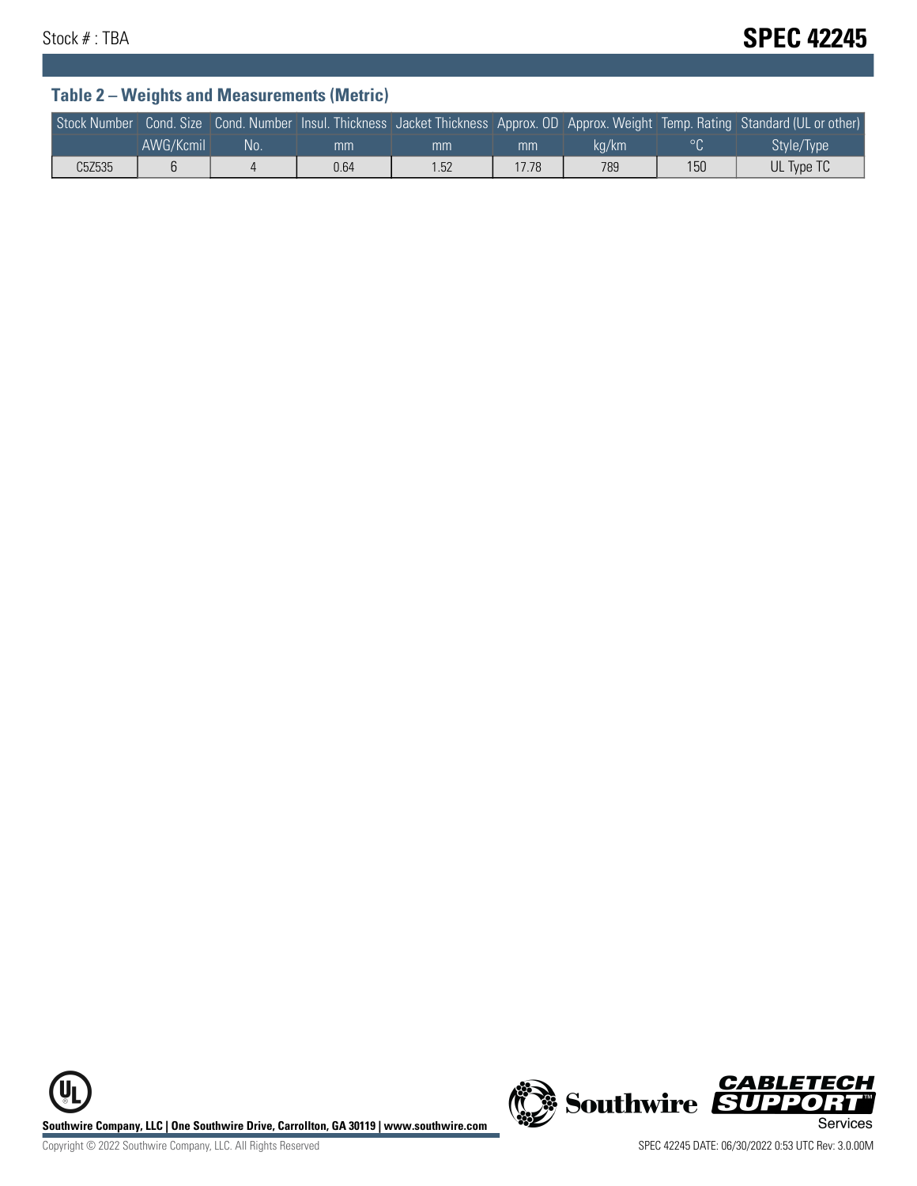### Table 2 – Weights and Measurements (Metric)

| Stock Number | Cond. Size | Cond. Number | Insul. Thickness | Jacket Thickness | Approx. OD | Approx. Weight | Temp. Rating | Standard (UL or other) |
|---|---|---|---|---|---|---|---|---|
| | AWG/Kcmil | No. | mm | mm | mm | kg/km | °C | Style/Type |
| C5Z535 | 6 | 4 | 0.64 | 1.52 | 17.78 | 789 | 150 | UL Type TC |

**Southwire Company, LLC | One Southwire Drive, Carrollton, GA 30119 | www.southwire.com**

Copyright © 2022 Southwire Company, LLC. All Rights Reserved

SPEC 42245 DATE: 06/30/2022 0:53 UTC Rev: 3.0.00M